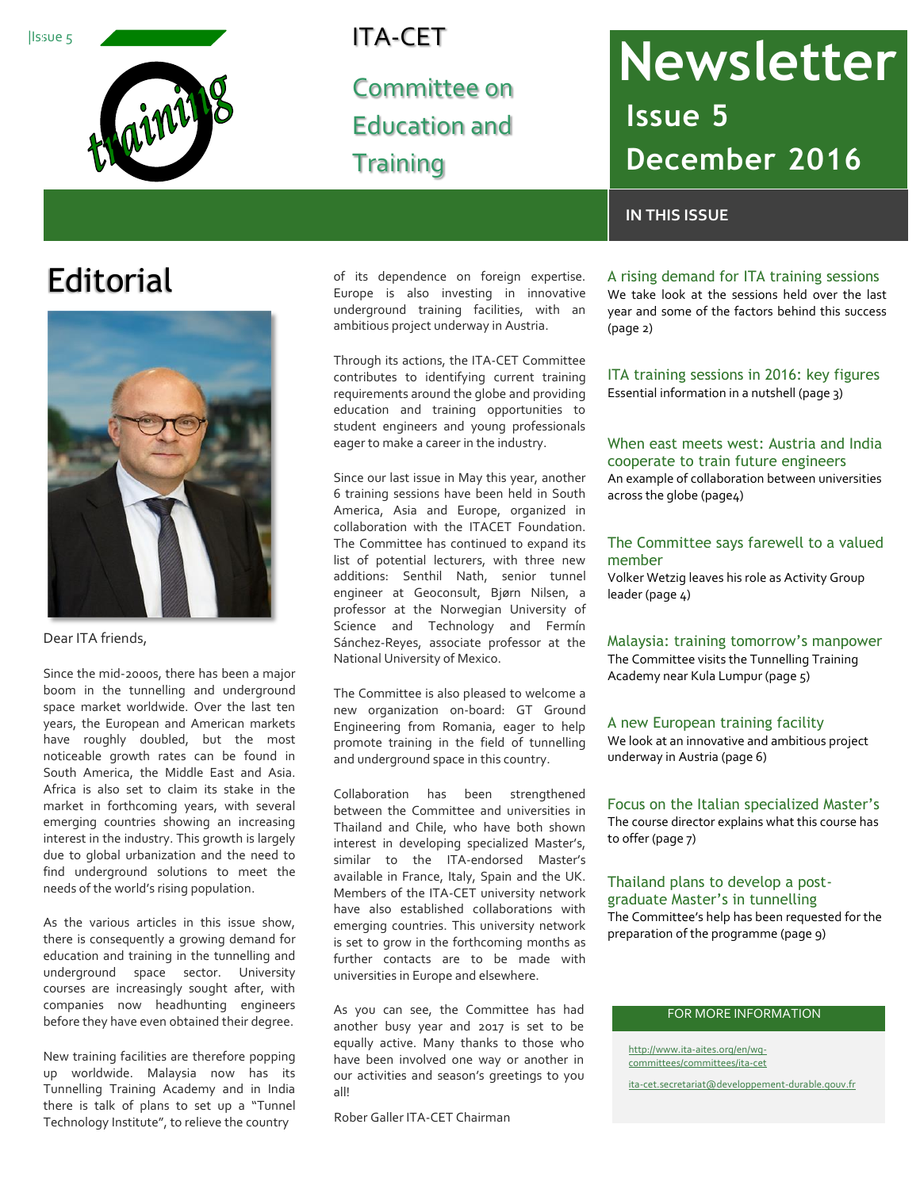# ITA-CET

## Committee on Education and Training

# Newsletter

## Issue 5

## December 2016

# Editorial

Dear ITA friends,

Since the mid-2000s, there has been a major boom in the tunnelling and underground space market worldwide. Over the last ten years, the European and American markets have roughly doubled, but the most noticeable growth rates can be found in South America, the Middle East and Asia. Africa is also set to claim its stake in the market in forthcoming years, with several emerging countries showing an increasing interest in the industry. This growth is largely due to global urbanization and the need to find underground solutions to meet the needs of the world's rising population.

As the various articles in this issue show, there is consequently a growing demand for education and training in the tunnelling and underground space sector. University courses are increasingly sought after, with companies now headhunting engineers before they have even obtained their degree.

New training facilities are therefore popping up worldwide. Malaysia now has its Tunnelling Training Academy and in India there is talk of plans to set up a "Tunnel Technology Institute", to relieve the country of its dependence on foreign expertise. Europe is also investing in innovative underground training facilities, with an ambitious project underway in Austria.

Through its actions, the ITA-CET Committee contributes to identifying current training requirements around the globe and providing education and training opportunities to student engineers and young professionals eager to make a career in the industry.

Since our last issue in May this year, another 6 training sessions have been held in South America, Asia and Europe, organized in collaboration with the ITACET Foundation. The Committee has continued to expand its list of potential lecturers, with three new additions: Senthil Nath, senior tunnel engineer at Geoconsult, Bjørn Nilsen, a professor at the Norwegian University of Science and Technology and Fermín Sánchez-Reyes, associate professor at the National University of Mexico.

The Committee is also pleased to welcome a new organization on-board: GT Ground Engineering from Romania, eager to help promote training in the field of tunnelling and underground space in this country.

Collaboration has been strengthened between the Committee and universities in Thailand and Chile, who have both shown interest in developing specialized Master's, similar to the ITA-endorsed Master's available in France, Italy, Spain and the UK. Members of the ITA-CET university network have also established collaborations with emerging countries. This university network is set to grow in the forthcoming months as further contacts are to be made with universities in Europe and elsewhere.

As you can see, the Committee has had another busy year and 2017 is set to be equally active. Many thanks to those who have been involved one way or another in our activities and season's greetings to you all!

Rober Galler ITA-CET Chairman

## IN THIS ISSUE

**A rising demand for ITA training sessions**
We take look at the sessions held over the last year and some of the factors behind this success (page 2)

**ITA training sessions in 2016: key figures**
Essential information in a nutshell (page 3)

**When east meets west: Austria and India cooperate to train future engineers**
An example of collaboration between universities across the globe (page4)

**The Committee says farewell to a valued member**
Volker Wetzig leaves his role as Activity Group leader (page 4)

**Malaysia: training tomorrow's manpower**
The Committee visits the Tunnelling Training Academy near Kula Lumpur (page 5)

**A new European training facility**
We look at an innovative and ambitious project underway in Austria (page 6)

**Focus on the Italian specialized Master's**
The course director explains what this course has to offer (page 7)

**Thailand plans to develop a post-graduate Master's in tunnelling**
The Committee's help has been requested for the preparation of the programme (page 9)

### FOR MORE INFORMATION

http://www.ita-aites.org/en/wg-committees/committees/ita-cet

ita-cet.secretariat@developpement-durable.gouv.fr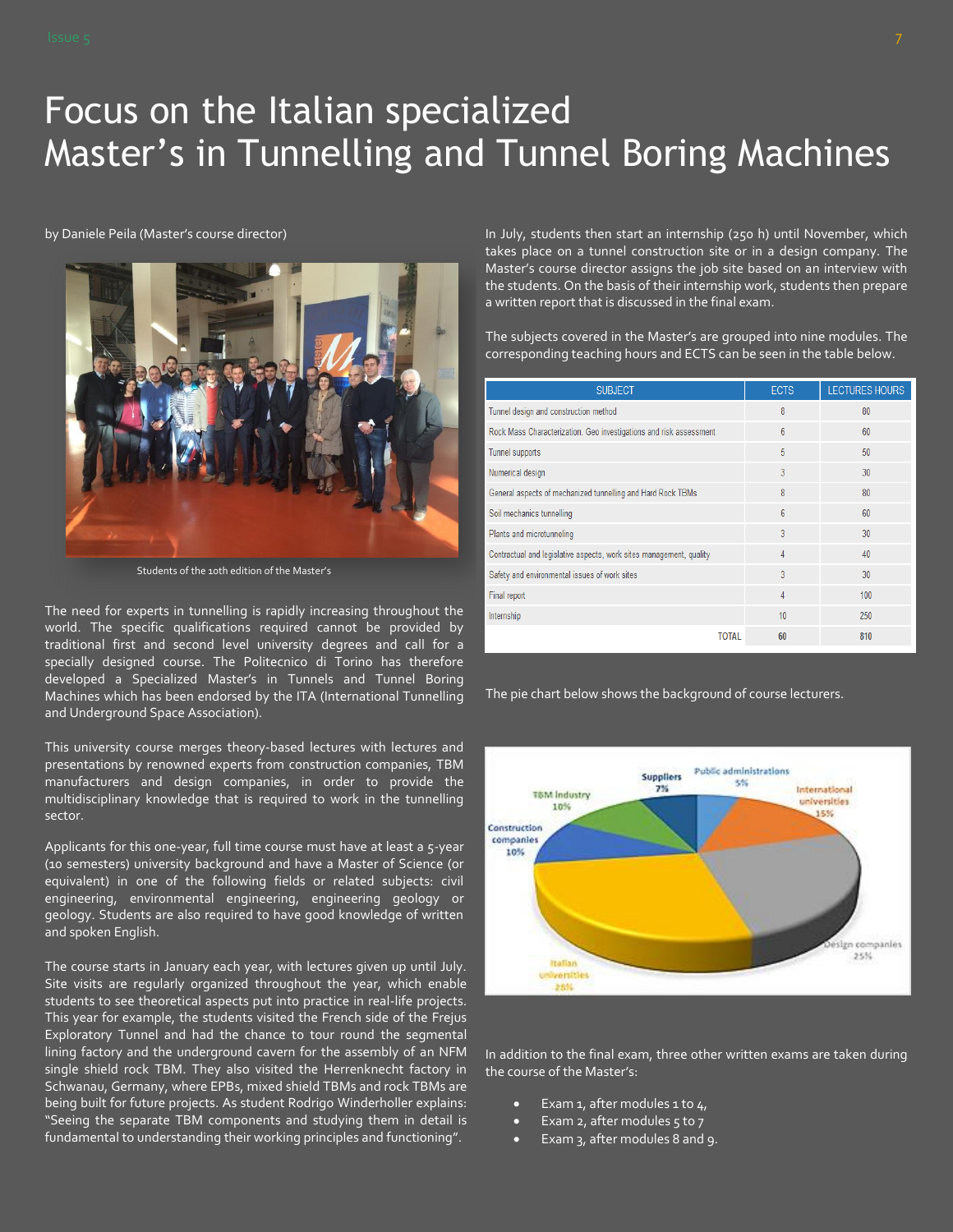# Focus on the Italian specialized Master's in Tunnelling and Tunnel Boring Machines

by Daniele Peila (Master's course director)

Students of the 10th edition of the Master's

The need for experts in tunnelling is rapidly increasing throughout the world. The specific qualifications required cannot be provided by traditional first and second level university degrees and call for a specially designed course. The Politecnico di Torino has therefore developed a Specialized Master's in Tunnels and Tunnel Boring Machines which has been endorsed by the ITA (International Tunnelling and Underground Space Association).

This university course merges theory-based lectures with lectures and presentations by renowned experts from construction companies, TBM manufacturers and design companies, in order to provide the multidisciplinary knowledge that is required to work in the tunnelling sector.

Applicants for this one-year, full time course must have at least a 5-year (10 semesters) university background and have a Master of Science (or equivalent) in one of the following fields or related subjects: civil engineering, environmental engineering, engineering geology or geology. Students are also required to have good knowledge of written and spoken English.

The course starts in January each year, with lectures given up until July. Site visits are regularly organized throughout the year, which enable students to see theoretical aspects put into practice in real-life projects. This year for example, the students visited the French side of the Frejus Exploratory Tunnel and had the chance to tour round the segmental lining factory and the underground cavern for the assembly of an NFM single shield rock TBM. They also visited the Herrenknecht factory in Schwanau, Germany, where EPBs, mixed shield TBMs and rock TBMs are being built for future projects. As student Rodrigo Winderholler explains: "Seeing the separate TBM components and studying them in detail is fundamental to understanding their working principles and functioning".

In July, students then start an internship (250 h) until November, which takes place on a tunnel construction site or in a design company. The Master's course director assigns the job site based on an interview with the students. On the basis of their internship work, students then prepare a written report that is discussed in the final exam.

The subjects covered in the Master's are grouped into nine modules. The corresponding teaching hours and ECTS can be seen in the table below.

| SUBJECT | ECTS | LECTURES HOURS |
|---|---|---|
| Tunnel design and construction method | 8 | 80 |
| Rock Mass Characterization. Geo investigations and risk assessment | 6 | 60 |
| Tunnel supports | 5 | 50 |
| Numerical design | 3 | 30 |
| General aspects of mechanized tunnelling and Hard Rock TBMs | 8 | 80 |
| Soil mechanics tunnelling | 6 | 60 |
| Plants and microtunneling | 3 | 30 |
| Contractual and legislative aspects, work sites management, quality | 4 | 40 |
| Safety and environmental issues of work sites | 3 | 30 |
| Final report | 4 | 100 |
| Internship | 10 | 250 |
| TOTAL | 60 | 810 |

The pie chart below shows the background of course lecturers.

In addition to the final exam, three other written exams are taken during the course of the Master's:

- Exam 1, after modules 1 to 4,
- Exam 2, after modules 5 to 7
- Exam 3, after modules 8 and 9.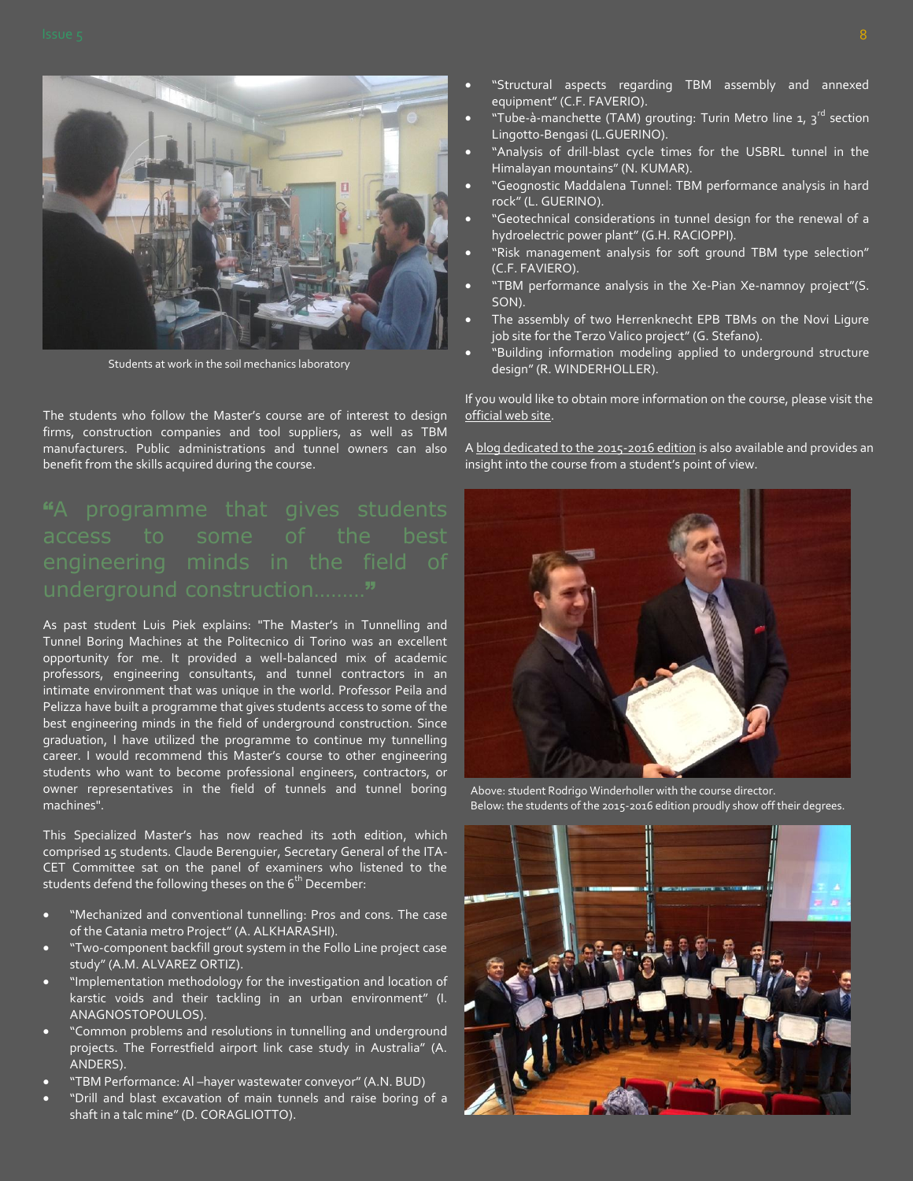Students at work in the soil mechanics laboratory

The students who follow the Master's course are of interest to design firms, construction companies and tool suppliers, as well as TBM manufacturers. Public administrations and tunnel owners can also benefit from the skills acquired during the course.

> **"A programme that gives students access to some of the best engineering minds in the field of underground construction………"**

As past student Luis Piek explains: "The Master's in Tunnelling and Tunnel Boring Machines at the Politecnico di Torino was an excellent opportunity for me. It provided a well-balanced mix of academic professors, engineering consultants, and tunnel contractors in an intimate environment that was unique in the world. Professor Peila and Pelizza have built a programme that gives students access to some of the best engineering minds in the field of underground construction. Since graduation, I have utilized the programme to continue my tunnelling career. I would recommend this Master's course to other engineering students who want to become professional engineers, contractors, or owner representatives in the field of tunnels and tunnel boring machines".

This Specialized Master's has now reached its 10th edition, which comprised 15 students. Claude Berenguier, Secretary General of the ITA-CET Committee sat on the panel of examiners who listened to the students defend the following theses on the 6th December:

- "Mechanized and conventional tunnelling: Pros and cons. The case of the Catania metro Project" (A. ALKHARASHI).
- "Two-component backfill grout system in the Follo Line project case study" (A.M. ALVAREZ ORTIZ).
- "Implementation methodology for the investigation and location of karstic voids and their tackling in an urban environment" (I. ANAGNOSTOPOULOS).
- "Common problems and resolutions in tunnelling and underground projects. The Forrestfield airport link case study in Australia" (A. ANDERS).
- "TBM Performance: Al –hayer wastewater conveyor" (A.N. BUD)
- "Drill and blast excavation of main tunnels and raise boring of a shaft in a talc mine" (D. CORAGLIOTTO).
- "Structural aspects regarding TBM assembly and annexed equipment" (C.F. FAVERIO).
- "Tube-à-manchette (TAM) grouting: Turin Metro line 1, 3rd section Lingotto-Bengasi (L.GUERINO).
- "Analysis of drill-blast cycle times for the USBRL tunnel in the Himalayan mountains" (N. KUMAR).
- "Geognostic Maddalena Tunnel: TBM performance analysis in hard rock" (L. GUERINO).
- "Geotechnical considerations in tunnel design for the renewal of a hydroelectric power plant" (G.H. RACIOPPI).
- "Risk management analysis for soft ground TBM type selection" (C.F. FAVIERO).
- "TBM performance analysis in the Xe-Pian Xe-namnoy project"(S. SON).
- The assembly of two Herrenknecht EPB TBMs on the Novi Ligure job site for the Terzo Valico project" (G. Stefano).
- "Building information modeling applied to underground structure design" (R. WINDERHOLLER).

If you would like to obtain more information on the course, please visit the official web site.

A blog dedicated to the 2015-2016 edition is also available and provides an insight into the course from a student's point of view.

Above: student Rodrigo Winderholler with the course director.
Below: the students of the 2015-2016 edition proudly show off their degrees.